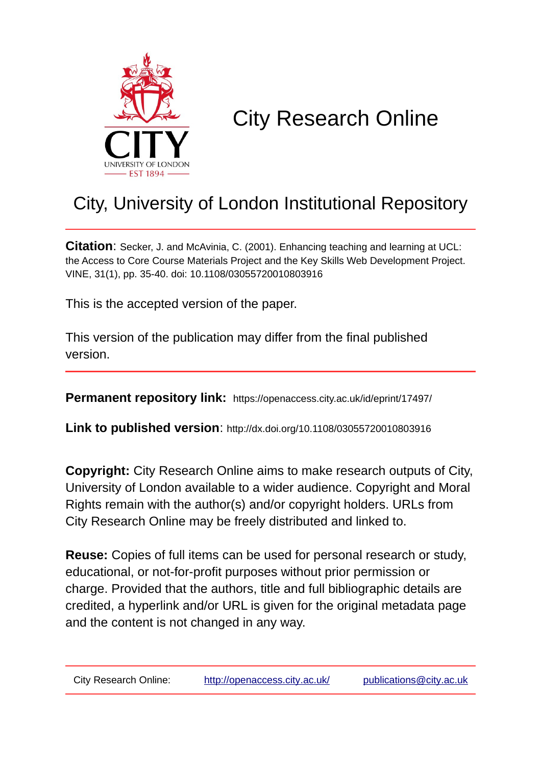# City Research Online

## City, University of London Institutional Repository

**Citation**: Secker, J. and McAvinia, C. (2001). Enhancing teaching and learning at UCL: the Access to Core Course Materials Project and the Key Skills Web Development Project. VINE, 31(1), pp. 35-40. doi: 10.1108/03055720010803916

This is the accepted version of the paper.

This version of the publication may differ from the final published version.

---

**Permanent repository link:** https://openaccess.city.ac.uk/id/eprint/17497/

**Link to published version**: http://dx.doi.org/10.1108/03055720010803916

**Copyright:** City Research Online aims to make research outputs of City, University of London available to a wider audience. Copyright and Moral Rights remain with the author(s) and/or copyright holders. URLs from City Research Online may be freely distributed and linked to.

**Reuse:** Copies of full items can be used for personal research or study, educational, or not-for-profit purposes without prior permission or charge. Provided that the authors, title and full bibliographic details are credited, a hyperlink and/or URL is given for the original metadata page and the content is not changed in any way.

---

City Research Online: http://openaccess.city.ac.uk/ publications@city.ac.uk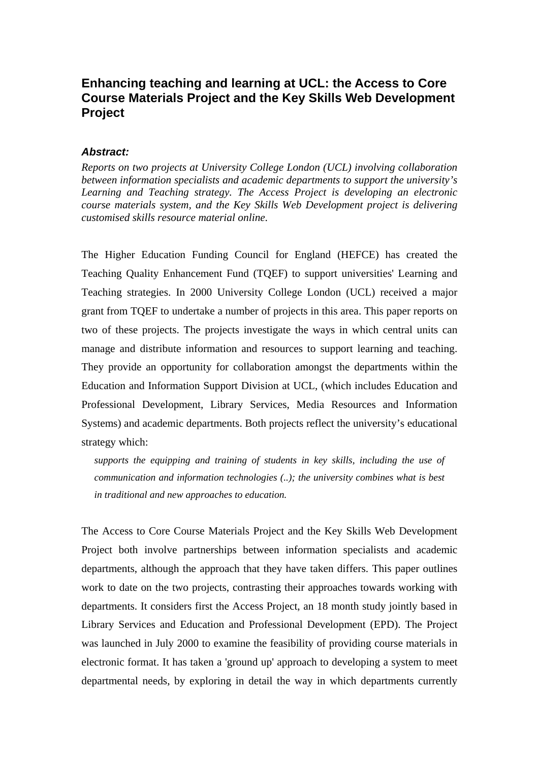# Enhancing teaching and learning at UCL: the Access to Core Course Materials Project and the Key Skills Web Development Project

### *Abstract:*

*Reports on two projects at University College London (UCL) involving collaboration between information specialists and academic departments to support the university's Learning and Teaching strategy. The Access Project is developing an electronic course materials system, and the Key Skills Web Development project is delivering customised skills resource material online.*

The Higher Education Funding Council for England (HEFCE) has created the Teaching Quality Enhancement Fund (TQEF) to support universities' Learning and Teaching strategies. In 2000 University College London (UCL) received a major grant from TQEF to undertake a number of projects in this area. This paper reports on two of these projects. The projects investigate the ways in which central units can manage and distribute information and resources to support learning and teaching. They provide an opportunity for collaboration amongst the departments within the Education and Information Support Division at UCL, (which includes Education and Professional Development, Library Services, Media Resources and Information Systems) and academic departments. Both projects reflect the university's educational strategy which:

> *supports the equipping and training of students in key skills, including the use of communication and information technologies (..); the university combines what is best in traditional and new approaches to education.*

The Access to Core Course Materials Project and the Key Skills Web Development Project both involve partnerships between information specialists and academic departments, although the approach that they have taken differs. This paper outlines work to date on the two projects, contrasting their approaches towards working with departments. It considers first the Access Project, an 18 month study jointly based in Library Services and Education and Professional Development (EPD). The Project was launched in July 2000 to examine the feasibility of providing course materials in electronic format. It has taken a 'ground up' approach to developing a system to meet departmental needs, by exploring in detail the way in which departments currently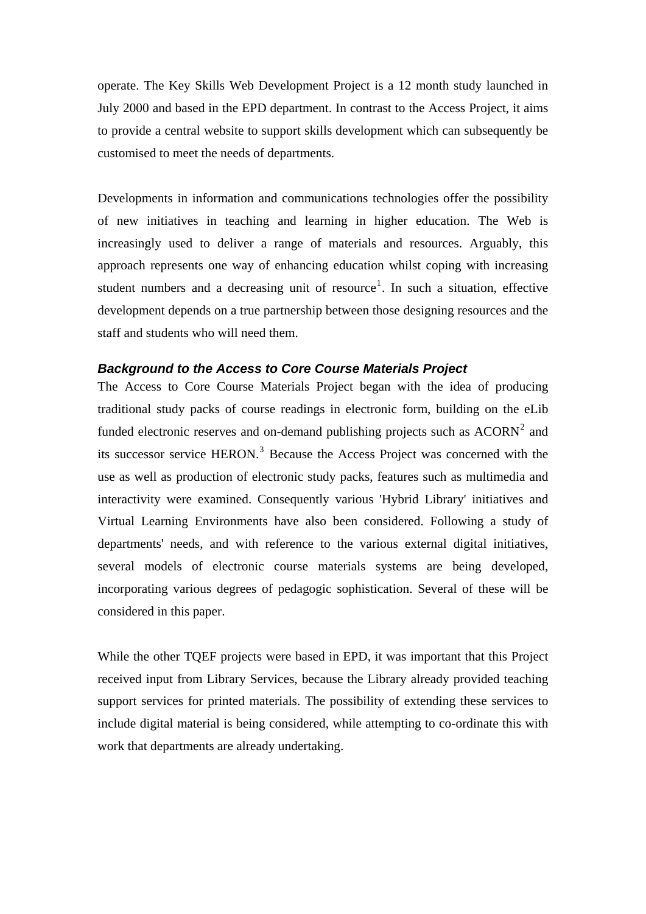operate. The Key Skills Web Development Project is a 12 month study launched in July 2000 and based in the EPD department. In contrast to the Access Project, it aims to provide a central website to support skills development which can subsequently be customised to meet the needs of departments.

Developments in information and communications technologies offer the possibility of new initiatives in teaching and learning in higher education. The Web is increasingly used to deliver a range of materials and resources. Arguably, this approach represents one way of enhancing education whilst coping with increasing student numbers and a decreasing unit of resource[1]. In such a situation, effective development depends on a true partnership between those designing resources and the staff and students who will need them.

### *Background to the Access to Core Course Materials Project*

The Access to Core Course Materials Project began with the idea of producing traditional study packs of course readings in electronic form, building on the eLib funded electronic reserves and on-demand publishing projects such as ACORN[2] and its successor service HERON.[3] Because the Access Project was concerned with the use as well as production of electronic study packs, features such as multimedia and interactivity were examined. Consequently various 'Hybrid Library' initiatives and Virtual Learning Environments have also been considered. Following a study of departments' needs, and with reference to the various external digital initiatives, several models of electronic course materials systems are being developed, incorporating various degrees of pedagogic sophistication. Several of these will be considered in this paper.

While the other TQEF projects were based in EPD, it was important that this Project received input from Library Services, because the Library already provided teaching support services for printed materials. The possibility of extending these services to include digital material is being considered, while attempting to co-ordinate this with work that departments are already undertaking.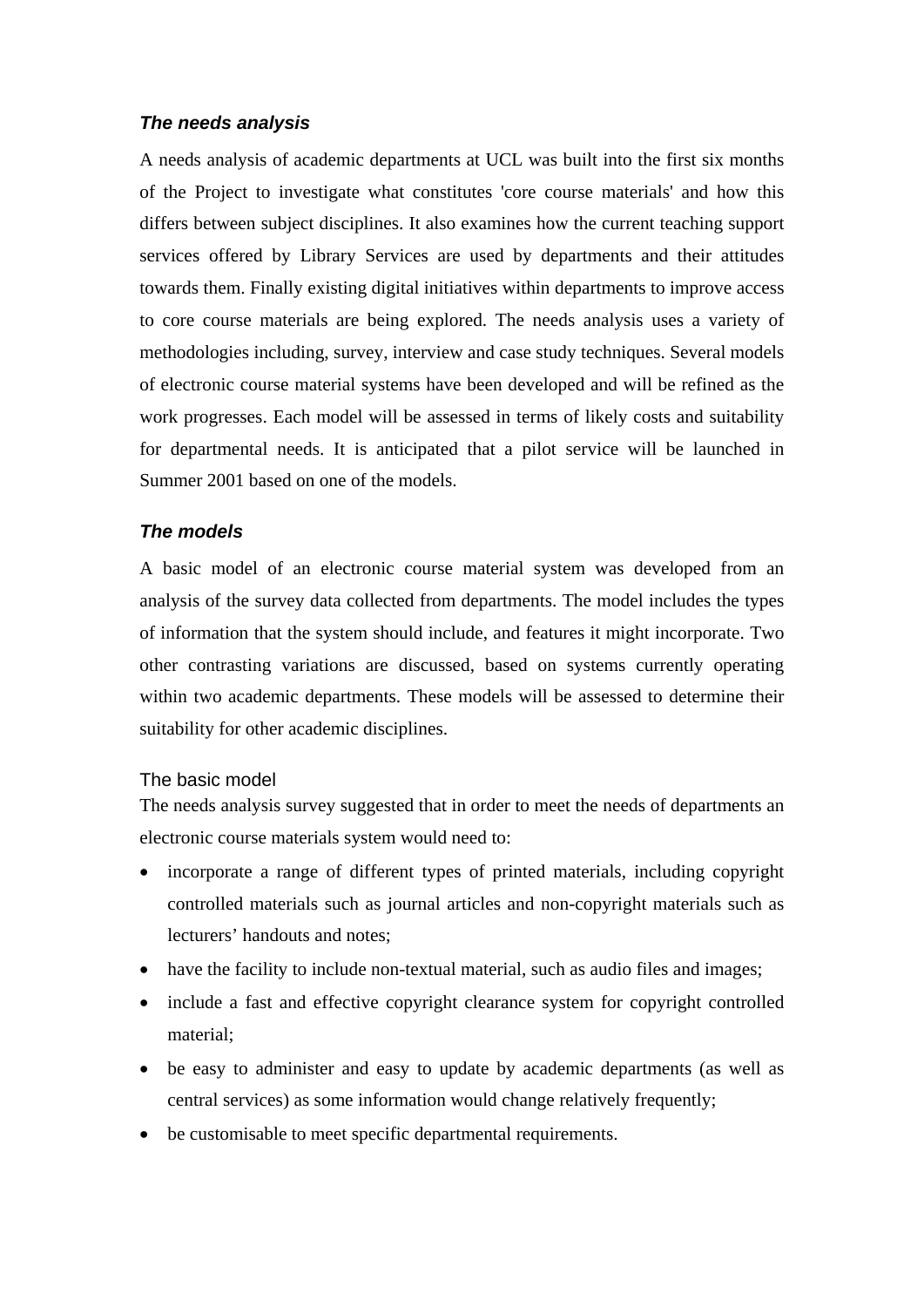### *The needs analysis*

A needs analysis of academic departments at UCL was built into the first six months of the Project to investigate what constitutes 'core course materials' and how this differs between subject disciplines. It also examines how the current teaching support services offered by Library Services are used by departments and their attitudes towards them. Finally existing digital initiatives within departments to improve access to core course materials are being explored. The needs analysis uses a variety of methodologies including, survey, interview and case study techniques. Several models of electronic course material systems have been developed and will be refined as the work progresses. Each model will be assessed in terms of likely costs and suitability for departmental needs. It is anticipated that a pilot service will be launched in Summer 2001 based on one of the models.

### *The models*

A basic model of an electronic course material system was developed from an analysis of the survey data collected from departments. The model includes the types of information that the system should include, and features it might incorporate. Two other contrasting variations are discussed, based on systems currently operating within two academic departments. These models will be assessed to determine their suitability for other academic disciplines.

#### The basic model

The needs analysis survey suggested that in order to meet the needs of departments an electronic course materials system would need to:

- incorporate a range of different types of printed materials, including copyright controlled materials such as journal articles and non-copyright materials such as lecturers' handouts and notes;
- have the facility to include non-textual material, such as audio files and images;
- include a fast and effective copyright clearance system for copyright controlled material;
- be easy to administer and easy to update by academic departments (as well as central services) as some information would change relatively frequently;
- be customisable to meet specific departmental requirements.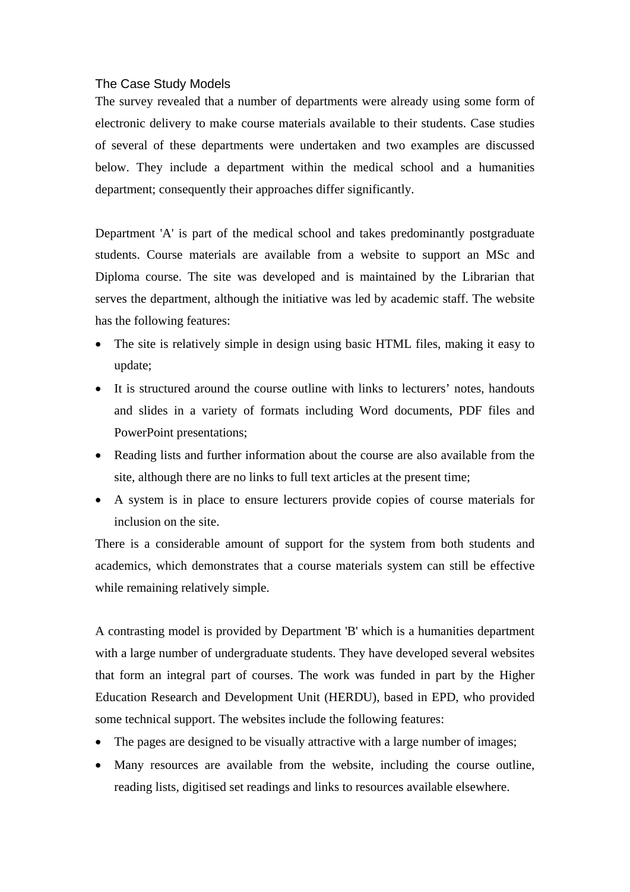## The Case Study Models

The survey revealed that a number of departments were already using some form of electronic delivery to make course materials available to their students. Case studies of several of these departments were undertaken and two examples are discussed below. They include a department within the medical school and a humanities department; consequently their approaches differ significantly.

Department 'A' is part of the medical school and takes predominantly postgraduate students. Course materials are available from a website to support an MSc and Diploma course. The site was developed and is maintained by the Librarian that serves the department, although the initiative was led by academic staff. The website has the following features:

- The site is relatively simple in design using basic HTML files, making it easy to update;
- It is structured around the course outline with links to lecturers' notes, handouts and slides in a variety of formats including Word documents, PDF files and PowerPoint presentations;
- Reading lists and further information about the course are also available from the site, although there are no links to full text articles at the present time;
- A system is in place to ensure lecturers provide copies of course materials for inclusion on the site.

There is a considerable amount of support for the system from both students and academics, which demonstrates that a course materials system can still be effective while remaining relatively simple.

A contrasting model is provided by Department 'B' which is a humanities department with a large number of undergraduate students. They have developed several websites that form an integral part of courses. The work was funded in part by the Higher Education Research and Development Unit (HERDU), based in EPD, who provided some technical support. The websites include the following features:

- The pages are designed to be visually attractive with a large number of images;
- Many resources are available from the website, including the course outline, reading lists, digitised set readings and links to resources available elsewhere.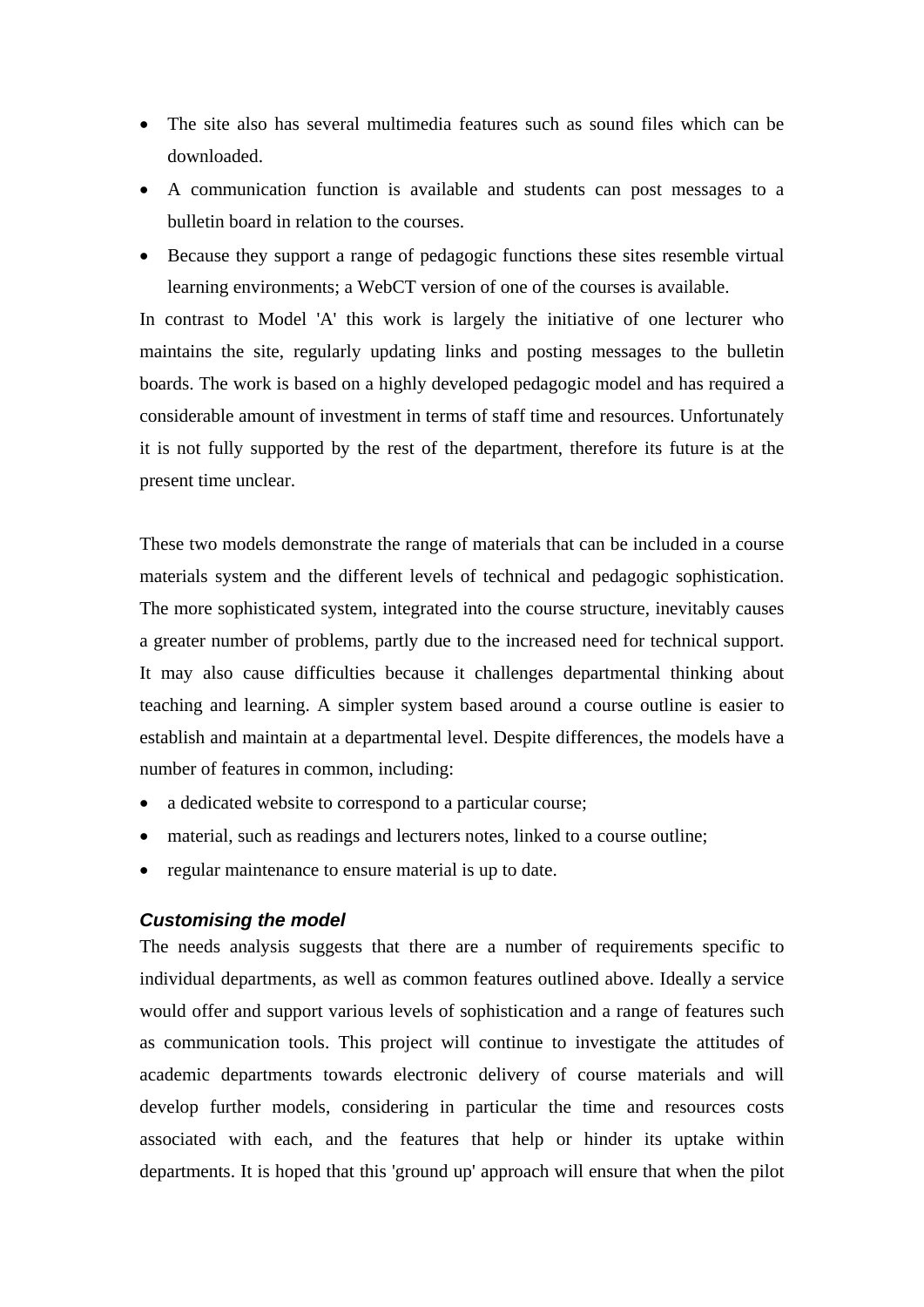- The site also has several multimedia features such as sound files which can be downloaded.
- A communication function is available and students can post messages to a bulletin board in relation to the courses.
- Because they support a range of pedagogic functions these sites resemble virtual learning environments; a WebCT version of one of the courses is available.

In contrast to Model 'A' this work is largely the initiative of one lecturer who maintains the site, regularly updating links and posting messages to the bulletin boards. The work is based on a highly developed pedagogic model and has required a considerable amount of investment in terms of staff time and resources. Unfortunately it is not fully supported by the rest of the department, therefore its future is at the present time unclear.

These two models demonstrate the range of materials that can be included in a course materials system and the different levels of technical and pedagogic sophistication. The more sophisticated system, integrated into the course structure, inevitably causes a greater number of problems, partly due to the increased need for technical support. It may also cause difficulties because it challenges departmental thinking about teaching and learning. A simpler system based around a course outline is easier to establish and maintain at a departmental level. Despite differences, the models have a number of features in common, including:

- a dedicated website to correspond to a particular course;
- material, such as readings and lecturers notes, linked to a course outline;
- regular maintenance to ensure material is up to date.

### *Customising the model*

The needs analysis suggests that there are a number of requirements specific to individual departments, as well as common features outlined above. Ideally a service would offer and support various levels of sophistication and a range of features such as communication tools. This project will continue to investigate the attitudes of academic departments towards electronic delivery of course materials and will develop further models, considering in particular the time and resources costs associated with each, and the features that help or hinder its uptake within departments. It is hoped that this 'ground up' approach will ensure that when the pilot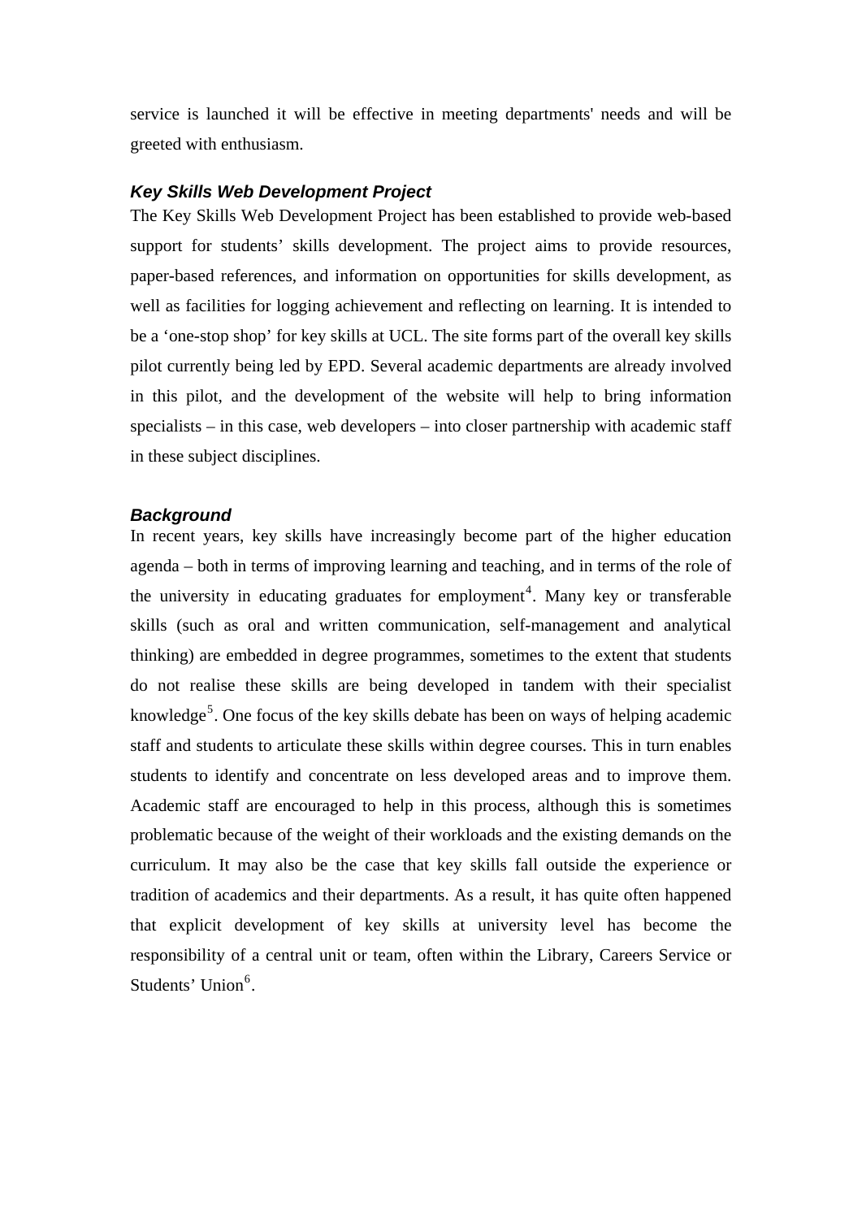service is launched it will be effective in meeting departments' needs and will be greeted with enthusiasm.

### *Key Skills Web Development Project*

The Key Skills Web Development Project has been established to provide web-based support for students' skills development. The project aims to provide resources, paper-based references, and information on opportunities for skills development, as well as facilities for logging achievement and reflecting on learning. It is intended to be a 'one-stop shop' for key skills at UCL. The site forms part of the overall key skills pilot currently being led by EPD. Several academic departments are already involved in this pilot, and the development of the website will help to bring information specialists – in this case, web developers – into closer partnership with academic staff in these subject disciplines.

### *Background*

In recent years, key skills have increasingly become part of the higher education agenda – both in terms of improving learning and teaching, and in terms of the role of the university in educating graduates for employment[4]. Many key or transferable skills (such as oral and written communication, self-management and analytical thinking) are embedded in degree programmes, sometimes to the extent that students do not realise these skills are being developed in tandem with their specialist knowledge[5]. One focus of the key skills debate has been on ways of helping academic staff and students to articulate these skills within degree courses. This in turn enables students to identify and concentrate on less developed areas and to improve them. Academic staff are encouraged to help in this process, although this is sometimes problematic because of the weight of their workloads and the existing demands on the curriculum. It may also be the case that key skills fall outside the experience or tradition of academics and their departments. As a result, it has quite often happened that explicit development of key skills at university level has become the responsibility of a central unit or team, often within the Library, Careers Service or Students' Union[6].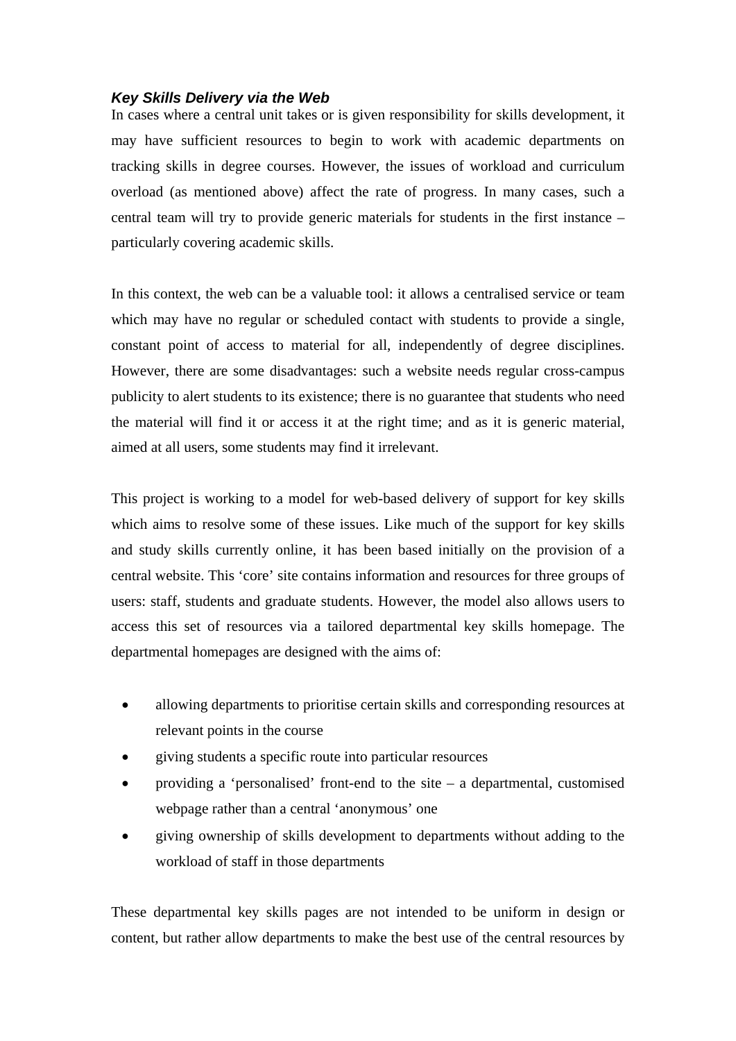### *Key Skills Delivery via the Web*

In cases where a central unit takes or is given responsibility for skills development, it may have sufficient resources to begin to work with academic departments on tracking skills in degree courses. However, the issues of workload and curriculum overload (as mentioned above) affect the rate of progress. In many cases, such a central team will try to provide generic materials for students in the first instance – particularly covering academic skills.

In this context, the web can be a valuable tool: it allows a centralised service or team which may have no regular or scheduled contact with students to provide a single, constant point of access to material for all, independently of degree disciplines. However, there are some disadvantages: such a website needs regular cross-campus publicity to alert students to its existence; there is no guarantee that students who need the material will find it or access it at the right time; and as it is generic material, aimed at all users, some students may find it irrelevant.

This project is working to a model for web-based delivery of support for key skills which aims to resolve some of these issues. Like much of the support for key skills and study skills currently online, it has been based initially on the provision of a central website. This 'core' site contains information and resources for three groups of users: staff, students and graduate students. However, the model also allows users to access this set of resources via a tailored departmental key skills homepage. The departmental homepages are designed with the aims of:

- allowing departments to prioritise certain skills and corresponding resources at relevant points in the course
- giving students a specific route into particular resources
- providing a 'personalised' front-end to the site – a departmental, customised webpage rather than a central 'anonymous' one
- giving ownership of skills development to departments without adding to the workload of staff in those departments

These departmental key skills pages are not intended to be uniform in design or content, but rather allow departments to make the best use of the central resources by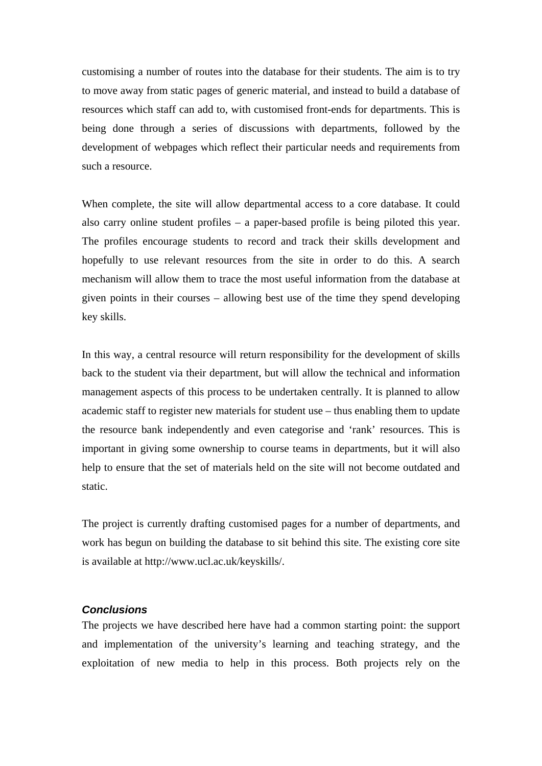customising a number of routes into the database for their students. The aim is to try to move away from static pages of generic material, and instead to build a database of resources which staff can add to, with customised front-ends for departments. This is being done through a series of discussions with departments, followed by the development of webpages which reflect their particular needs and requirements from such a resource.

When complete, the site will allow departmental access to a core database. It could also carry online student profiles – a paper-based profile is being piloted this year. The profiles encourage students to record and track their skills development and hopefully to use relevant resources from the site in order to do this. A search mechanism will allow them to trace the most useful information from the database at given points in their courses – allowing best use of the time they spend developing key skills.

In this way, a central resource will return responsibility for the development of skills back to the student via their department, but will allow the technical and information management aspects of this process to be undertaken centrally. It is planned to allow academic staff to register new materials for student use – thus enabling them to update the resource bank independently and even categorise and 'rank' resources. This is important in giving some ownership to course teams in departments, but it will also help to ensure that the set of materials held on the site will not become outdated and static.

The project is currently drafting customised pages for a number of departments, and work has begun on building the database to sit behind this site. The existing core site is available at http://www.ucl.ac.uk/keyskills/.

### *Conclusions*

The projects we have described here have had a common starting point: the support and implementation of the university's learning and teaching strategy, and the exploitation of new media to help in this process. Both projects rely on the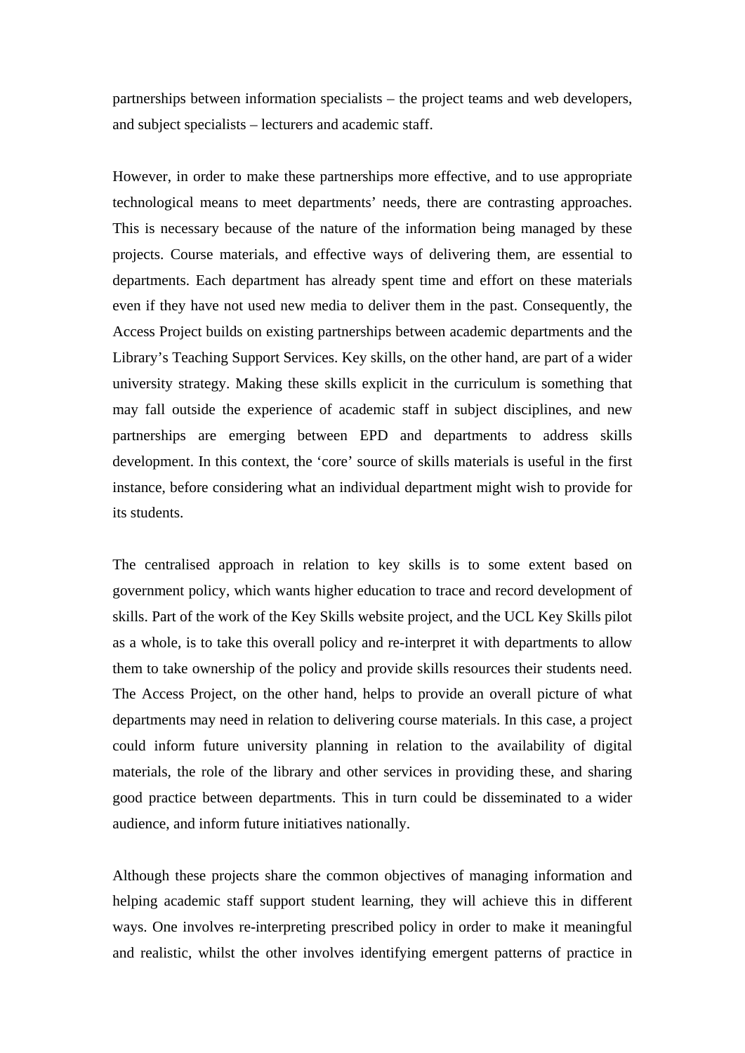partnerships between information specialists – the project teams and web developers, and subject specialists – lecturers and academic staff.

However, in order to make these partnerships more effective, and to use appropriate technological means to meet departments' needs, there are contrasting approaches. This is necessary because of the nature of the information being managed by these projects. Course materials, and effective ways of delivering them, are essential to departments. Each department has already spent time and effort on these materials even if they have not used new media to deliver them in the past. Consequently, the Access Project builds on existing partnerships between academic departments and the Library's Teaching Support Services. Key skills, on the other hand, are part of a wider university strategy. Making these skills explicit in the curriculum is something that may fall outside the experience of academic staff in subject disciplines, and new partnerships are emerging between EPD and departments to address skills development. In this context, the 'core' source of skills materials is useful in the first instance, before considering what an individual department might wish to provide for its students.

The centralised approach in relation to key skills is to some extent based on government policy, which wants higher education to trace and record development of skills. Part of the work of the Key Skills website project, and the UCL Key Skills pilot as a whole, is to take this overall policy and re-interpret it with departments to allow them to take ownership of the policy and provide skills resources their students need. The Access Project, on the other hand, helps to provide an overall picture of what departments may need in relation to delivering course materials. In this case, a project could inform future university planning in relation to the availability of digital materials, the role of the library and other services in providing these, and sharing good practice between departments. This in turn could be disseminated to a wider audience, and inform future initiatives nationally.

Although these projects share the common objectives of managing information and helping academic staff support student learning, they will achieve this in different ways. One involves re-interpreting prescribed policy in order to make it meaningful and realistic, whilst the other involves identifying emergent patterns of practice in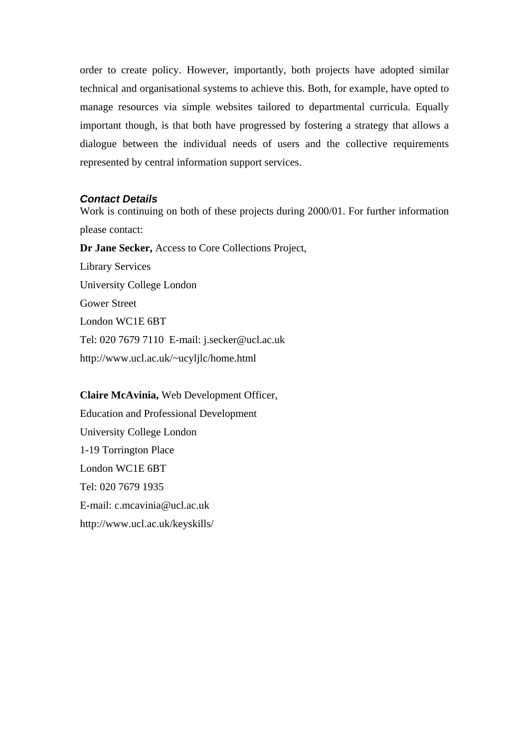order to create policy. However, importantly, both projects have adopted similar technical and organisational systems to achieve this. Both, for example, have opted to manage resources via simple websites tailored to departmental curricula. Equally important though, is that both have progressed by fostering a strategy that allows a dialogue between the individual needs of users and the collective requirements represented by central information support services.

### *Contact Details*

Work is continuing on both of these projects during 2000/01. For further information please contact:

**Dr Jane Secker,** Access to Core Collections Project,
Library Services
University College London
Gower Street
London WC1E 6BT
Tel: 020 7679 7110  E-mail: j.secker@ucl.ac.uk
http://www.ucl.ac.uk/~ucyljlc/home.html

**Claire McAvinia,** Web Development Officer,
Education and Professional Development
University College London
1-19 Torrington Place
London WC1E 6BT
Tel: 020 7679 1935
E-mail: c.mcavinia@ucl.ac.uk
http://www.ucl.ac.uk/keyskills/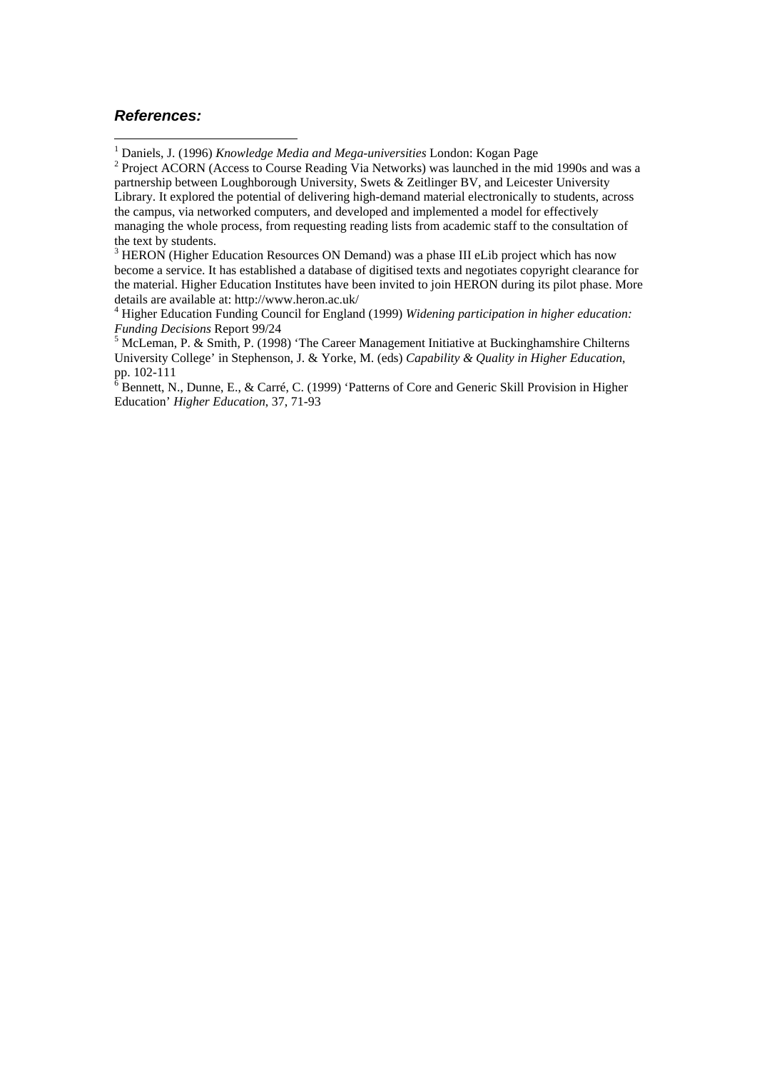### *References:*

[1] Daniels, J. (1996) *Knowledge Media and Mega-universities* London: Kogan Page

[2] Project ACORN (Access to Course Reading Via Networks) was launched in the mid 1990s and was a partnership between Loughborough University, Swets & Zeitlinger BV, and Leicester University Library. It explored the potential of delivering high-demand material electronically to students, across the campus, via networked computers, and developed and implemented a model for effectively managing the whole process, from requesting reading lists from academic staff to the consultation of the text by students.

[3] HERON (Higher Education Resources ON Demand) was a phase III eLib project which has now become a service. It has established a database of digitised texts and negotiates copyright clearance for the material. Higher Education Institutes have been invited to join HERON during its pilot phase. More details are available at: http://www.heron.ac.uk/

[4] Higher Education Funding Council for England (1999) *Widening participation in higher education: Funding Decisions* Report 99/24

[5] McLeman, P. & Smith, P. (1998) 'The Career Management Initiative at Buckinghamshire Chilterns University College' in Stephenson, J. & Yorke, M. (eds) *Capability & Quality in Higher Education*, pp. 102-111

[6] Bennett, N., Dunne, E., & Carré, C. (1999) 'Patterns of Core and Generic Skill Provision in Higher Education' *Higher Education*, 37, 71-93